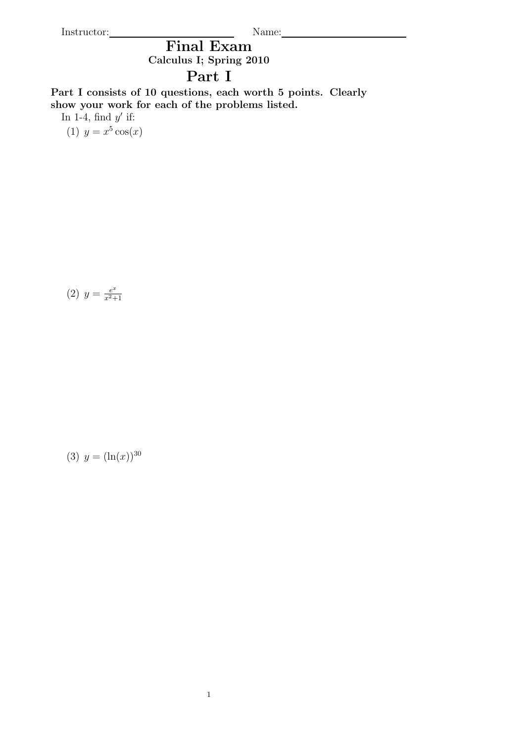Instructor:\_\_\_\_\_\_\_\_\_\_\_\_\_\_\_\_\_\_\_\_ Name:\_\_\_\_\_\_\_\_\_\_\_\_\_\_\_\_\_\_\_\_

# Final Exam

### Calculus I; Spring 2010

## Part I

**Part I consists of 10 questions, each worth 5 points. Clearly show your work for each of the problems listed.**

In 1-4, find $y'$ if:

(1) $y = x^5 \cos(x)$

(2) $y = \frac{e^x}{x^2+1}$

(3) $y = (\ln(x))^{30}$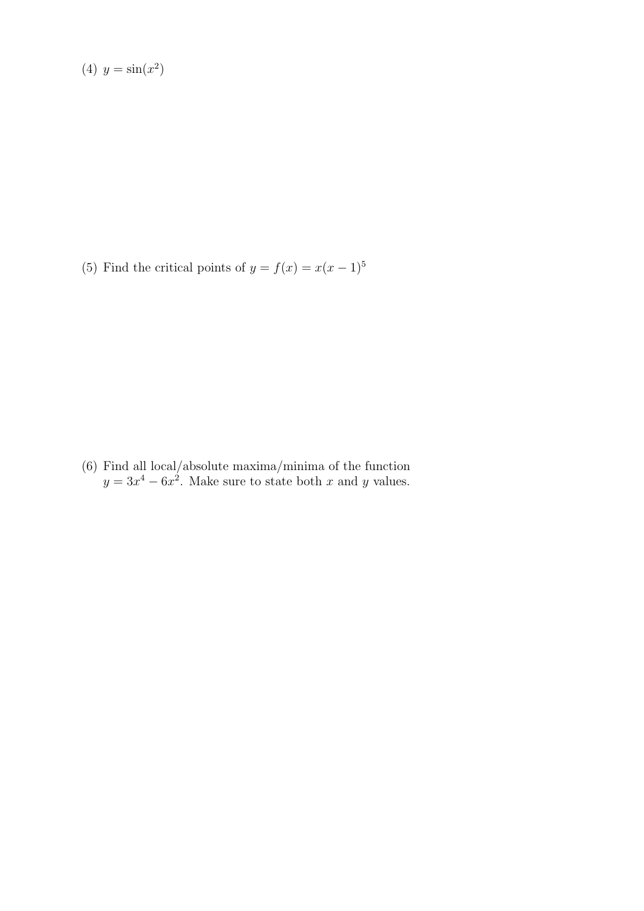(4) $y = \sin(x^2)$

(5) Find the critical points of $y = f(x) = x(x-1)^5$

(6) Find all local/absolute maxima/minima of the function $y = 3x^4 - 6x^2$. Make sure to state both $x$ and $y$ values.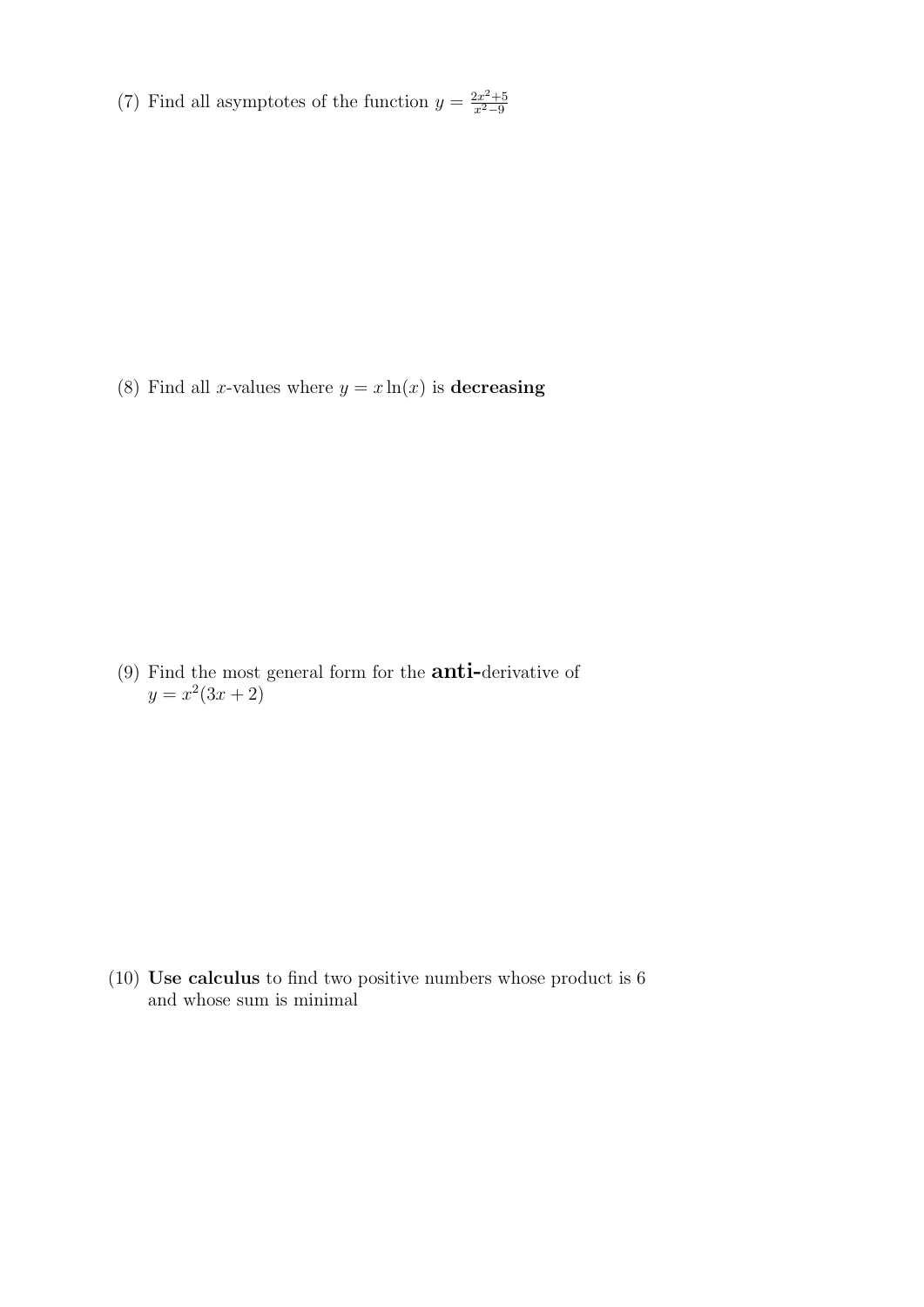(7) Find all asymptotes of the function $y = \frac{2x^2+5}{x^2-9}$

(8) Find all $x$-values where $y = x\ln(x)$ is **decreasing**

(9) Find the most general form for the **anti-**derivative of $y = x^2(3x+2)$

(10) **Use calculus** to find two positive numbers whose product is 6 and whose sum is minimal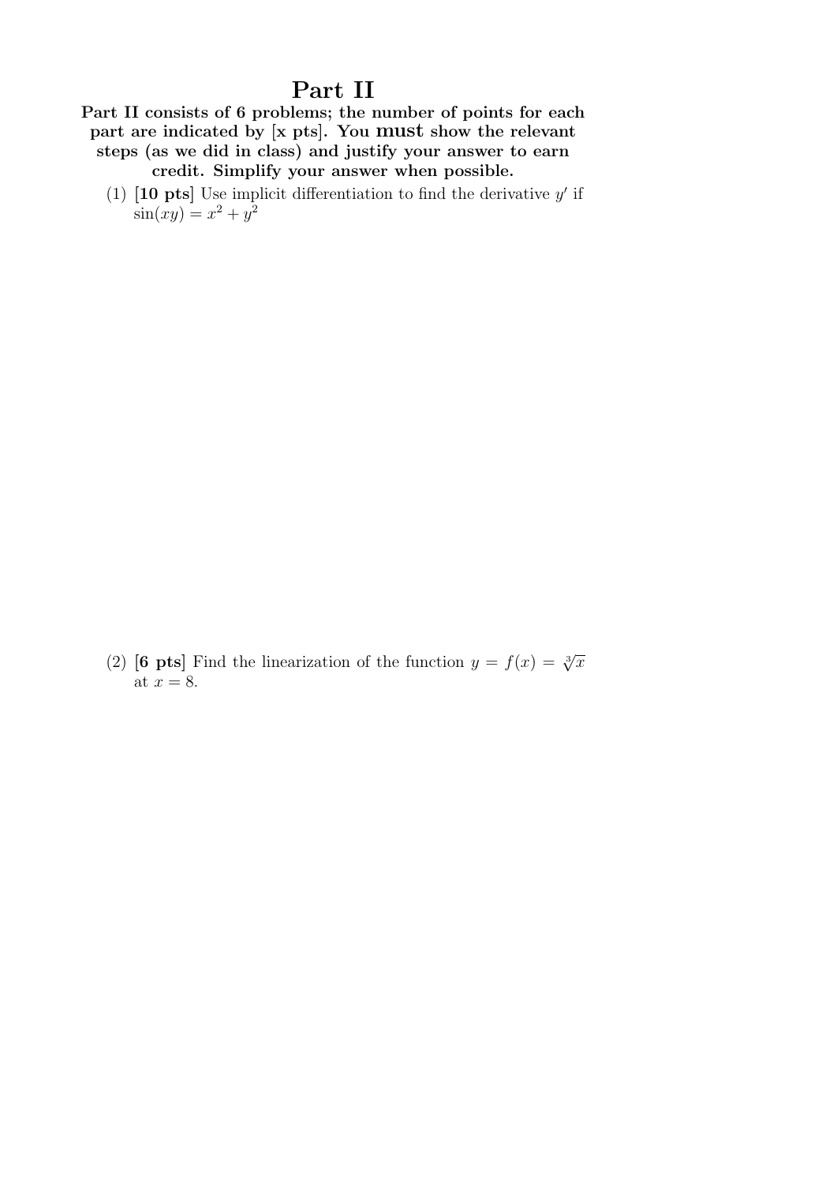# Part II

**Part II consists of 6 problems; the number of points for each part are indicated by [x pts]. You must show the relevant steps (as we did in class) and justify your answer to earn credit. Simplify your answer when possible.**

(1) **[10 pts]** Use implicit differentiation to find the derivative $y'$ if $\sin(xy) = x^2 + y^2$

(2) **[6 pts]** Find the linearization of the function $y = f(x) = \sqrt[3]{x}$ at $x = 8$.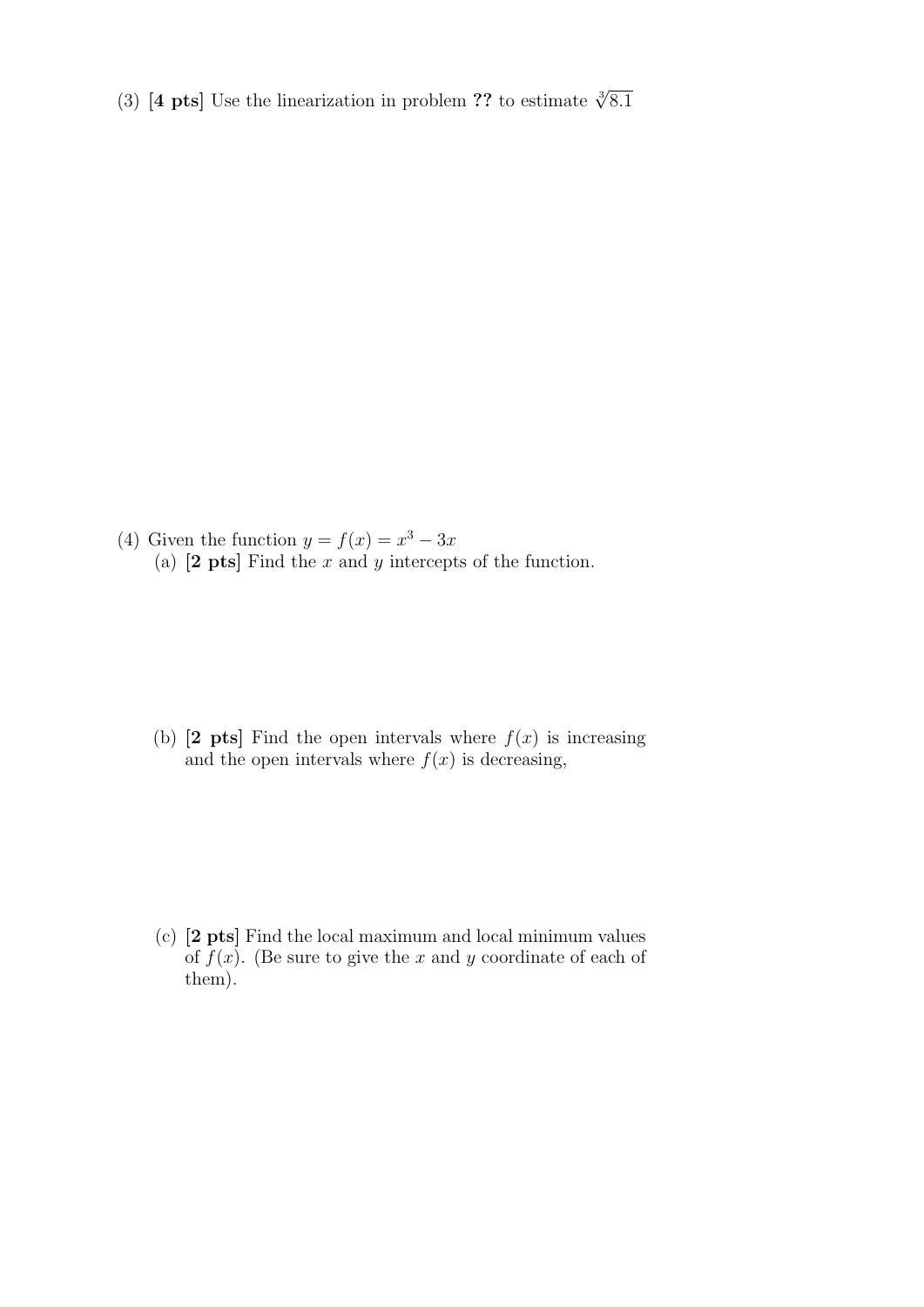(3) **[4 pts]** Use the linearization in problem **??** to estimate $\sqrt[3]{8.1}$

(4) Given the function $y = f(x) = x^3 - 3x$

(a) **[2 pts]** Find the $x$ and $y$ intercepts of the function.

(b) **[2 pts]** Find the open intervals where $f(x)$ is increasing and the open intervals where $f(x)$ is decreasing,

(c) **[2 pts]** Find the local maximum and local minimum values of $f(x)$. (Be sure to give the $x$ and $y$ coordinate of each of them).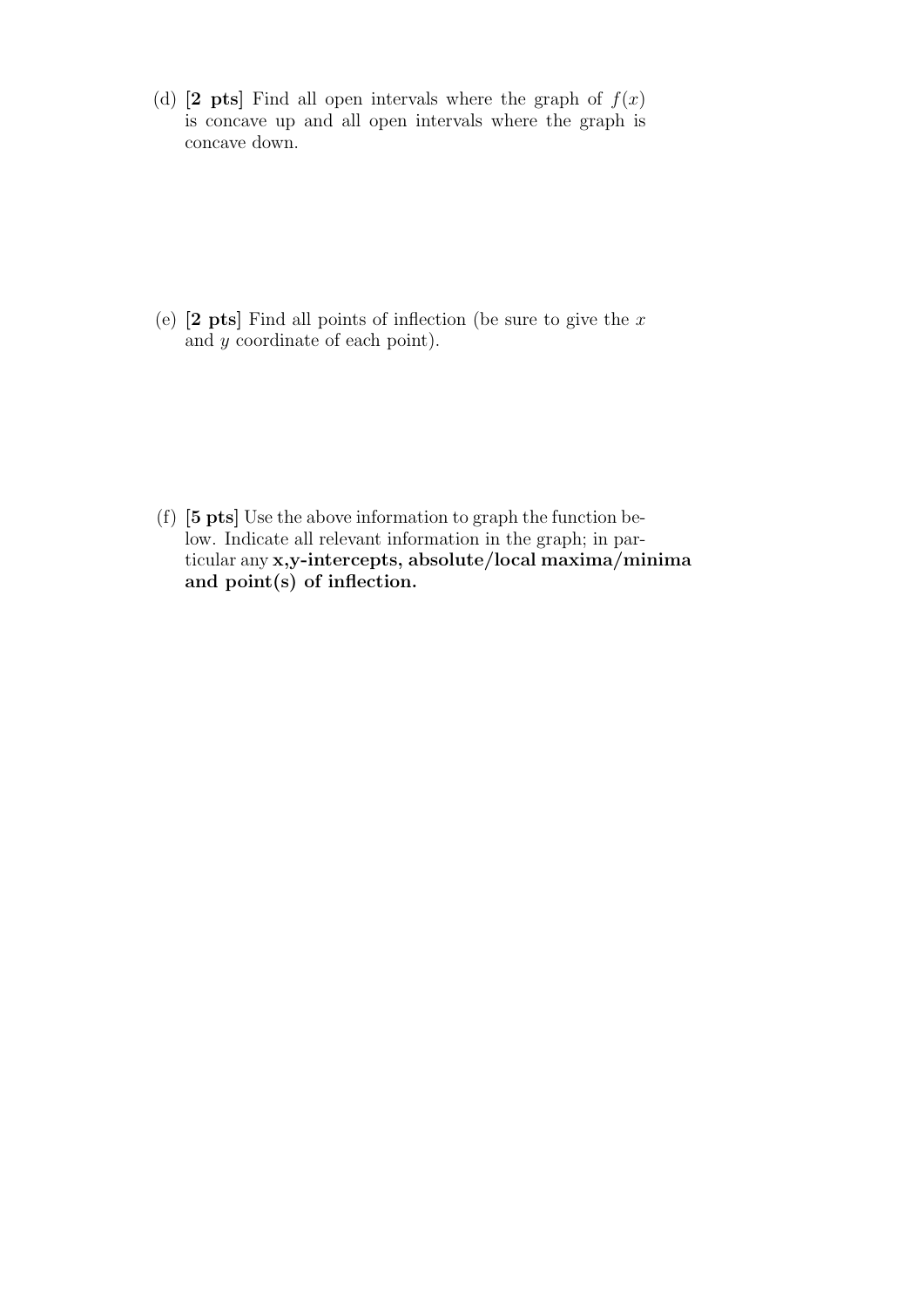(d) **[2 pts]** Find all open intervals where the graph of $f(x)$ is concave up and all open intervals where the graph is concave down.

(e) **[2 pts]** Find all points of inflection (be sure to give the $x$ and $y$ coordinate of each point).

(f) **[5 pts]** Use the above information to graph the function below. Indicate all relevant information in the graph; in particular any **x,y-intercepts, absolute/local maxima/minima and point(s) of inflection.**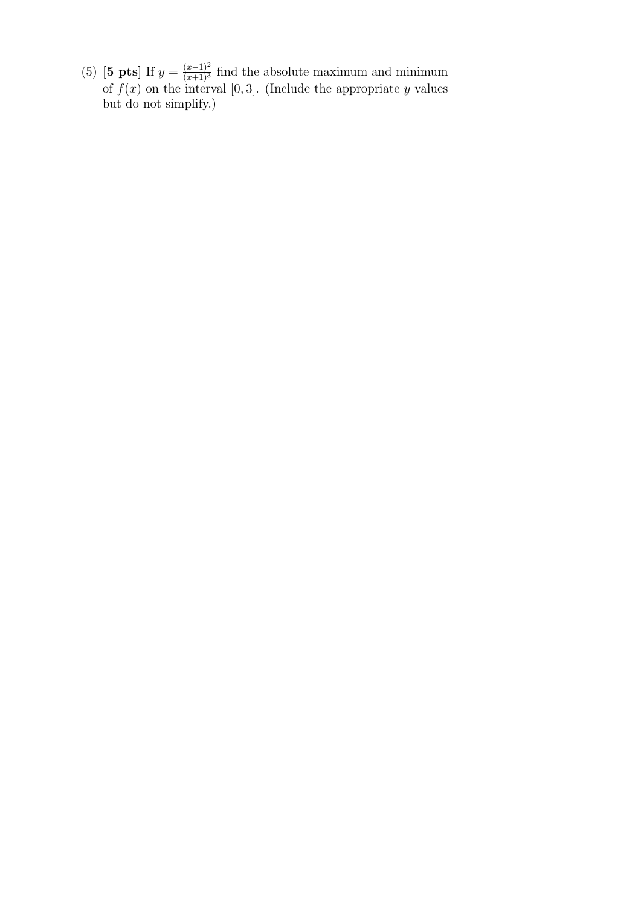(5) **[5 pts]** If $y = \frac{(x-1)^2}{(x+1)^3}$ find the absolute maximum and minimum of $f(x)$ on the interval $[0, 3]$. (Include the appropriate $y$ values but do not simplify.)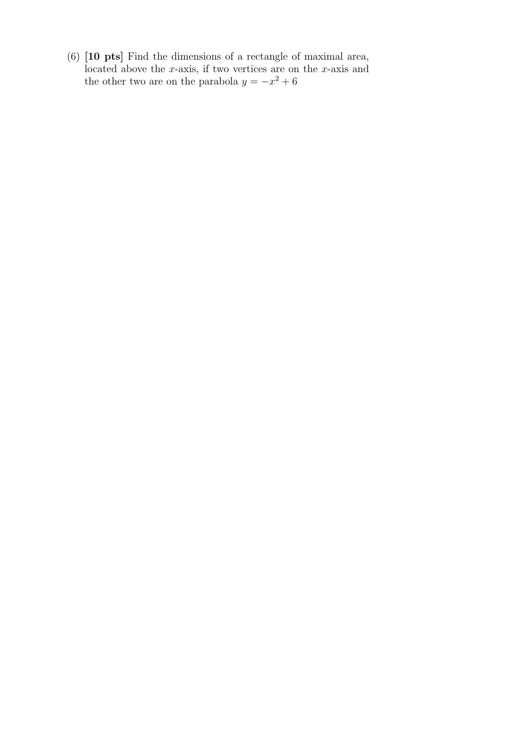(6) **[10 pts]** Find the dimensions of a rectangle of maximal area, located above the $x$-axis, if two vertices are on the $x$-axis and the other two are on the parabola $y = -x^2 + 6$